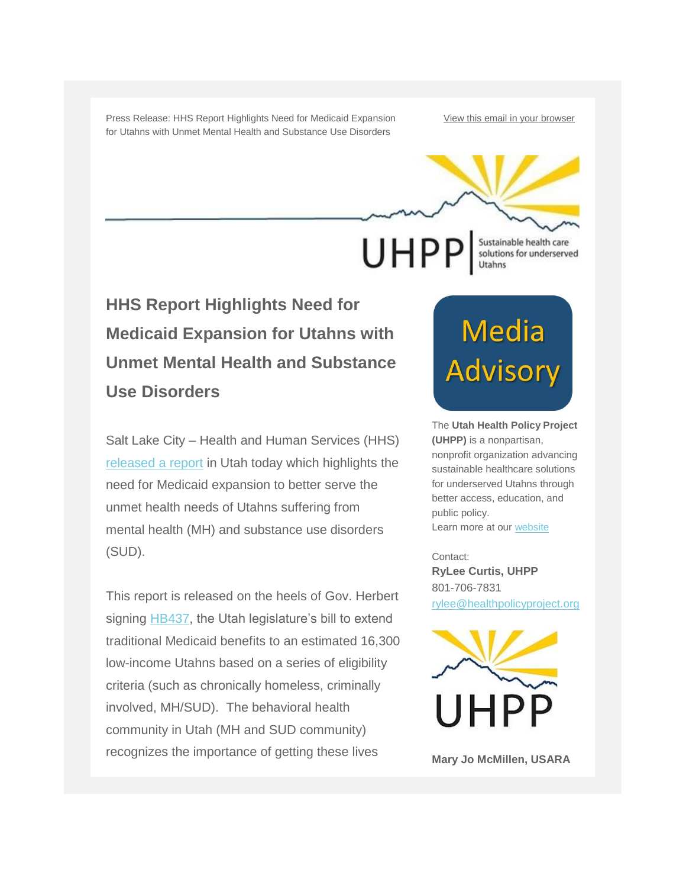Press Release: HHS Report Highlights Need for Medicaid Expansion for Utahns with Unmet Mental Health and Substance Use Disorders

View this email in your browser

UHPP | Sustainable health care solutions for underserved Utahns

# HHS Report Highlights Need for Medicaid Expansion for Utahns with Unmet Mental Health and Substance Use Disorders

Salt Lake City – Health and Human Services (HHS) released a report in Utah today which highlights the need for Medicaid expansion to better serve the unmet health needs of Utahns suffering from mental health (MH) and substance use disorders (SUD).

This report is released on the heels of Gov. Herbert signing HB437, the Utah legislature's bill to extend traditional Medicaid benefits to an estimated 16,300 low-income Utahns based on a series of eligibility criteria (such as chronically homeless, criminally involved, MH/SUD). The behavioral health community in Utah (MH and SUD community) recognizes the importance of getting these lives

Media Advisory

The **Utah Health Policy Project (UHPP)** is a nonpartisan, nonprofit organization advancing sustainable healthcare solutions for underserved Utahns through better access, education, and public policy.
Learn more at our website

Contact:
**RyLee Curtis, UHPP**
801-706-7831
rylee@healthpolicyproject.org

UHPP

**Mary Jo McMillen, USARA**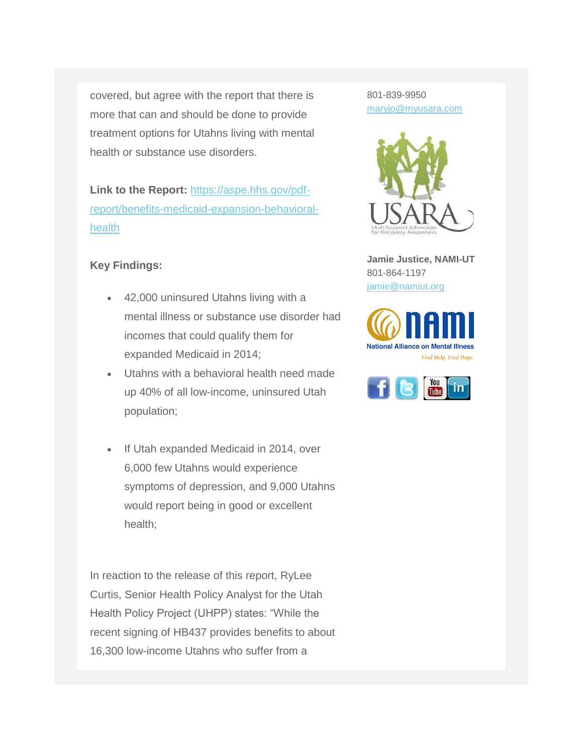covered, but agree with the report that there is more that can and should be done to provide treatment options for Utahns living with mental health or substance use disorders.

**Link to the Report:** [https://aspe.hhs.gov/pdf-report/benefits-medicaid-expansion-behavioral-health](https://aspe.hhs.gov/pdf-report/benefits-medicaid-expansion-behavioral-health)

**Key Findings:**

- 42,000 uninsured Utahns living with a mental illness or substance use disorder had incomes that could qualify them for expanded Medicaid in 2014;
- Utahns with a behavioral health need made up 40% of all low-income, uninsured Utah population;
- If Utah expanded Medicaid in 2014, over 6,000 few Utahns would experience symptoms of depression, and 9,000 Utahns would report being in good or excellent health;

In reaction to the release of this report, RyLee Curtis, Senior Health Policy Analyst for the Utah Health Policy Project (UHPP) states: "While the recent signing of HB437 provides benefits to about 16,300 low-income Utahns who suffer from a

801-839-9950
[maryjo@myusara.com](mailto:maryjo@myusara.com)

**Jamie Justice, NAMI-UT**
801-864-1197
[jamie@namiut.org](mailto:jamie@namiut.org)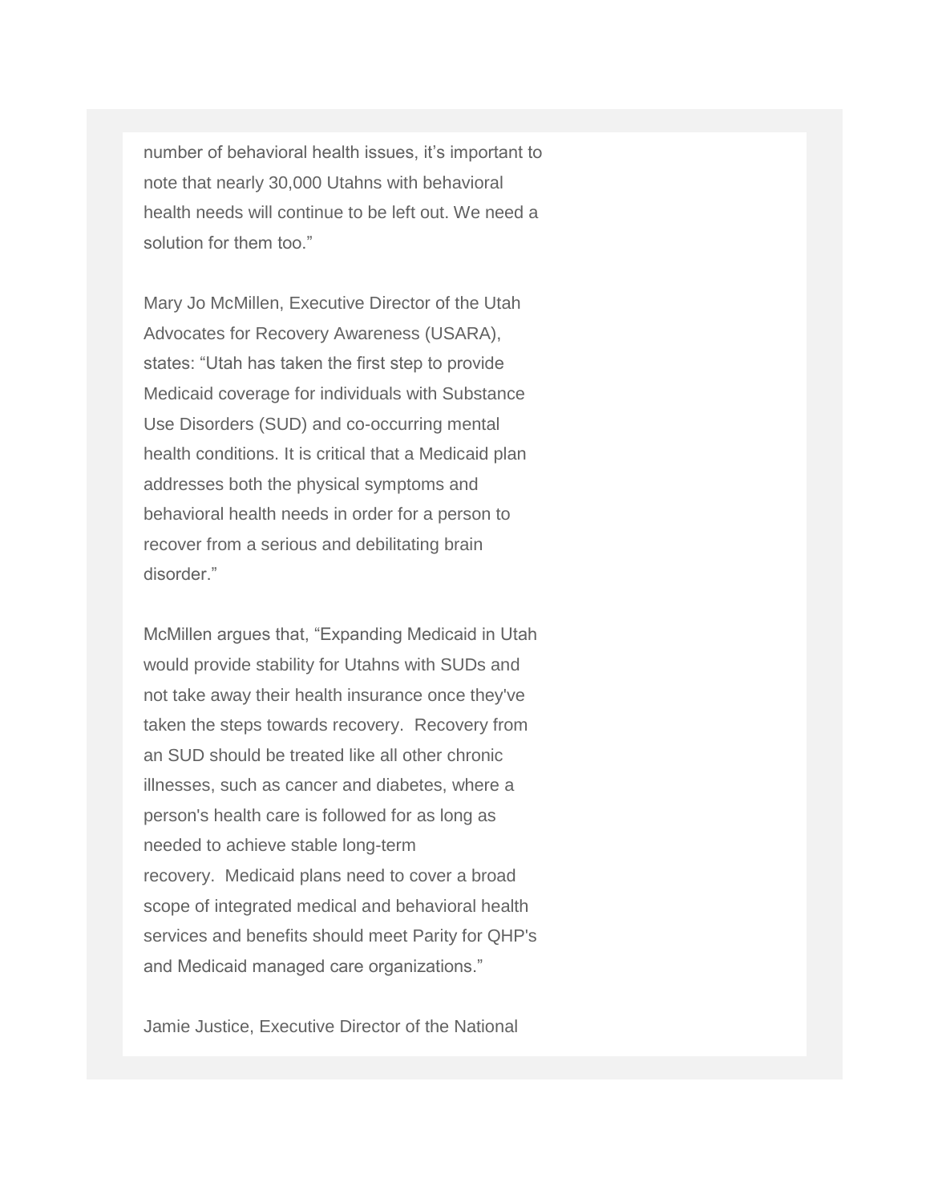number of behavioral health issues, it's important to note that nearly 30,000 Utahns with behavioral health needs will continue to be left out. We need a solution for them too."

Mary Jo McMillen, Executive Director of the Utah Advocates for Recovery Awareness (USARA), states: "Utah has taken the first step to provide Medicaid coverage for individuals with Substance Use Disorders (SUD) and co-occurring mental health conditions. It is critical that a Medicaid plan addresses both the physical symptoms and behavioral health needs in order for a person to recover from a serious and debilitating brain disorder."

McMillen argues that, "Expanding Medicaid in Utah would provide stability for Utahns with SUDs and not take away their health insurance once they've taken the steps towards recovery.  Recovery from an SUD should be treated like all other chronic illnesses, such as cancer and diabetes, where a person's health care is followed for as long as needed to achieve stable long-term recovery.  Medicaid plans need to cover a broad scope of integrated medical and behavioral health services and benefits should meet Parity for QHP's and Medicaid managed care organizations."

Jamie Justice, Executive Director of the National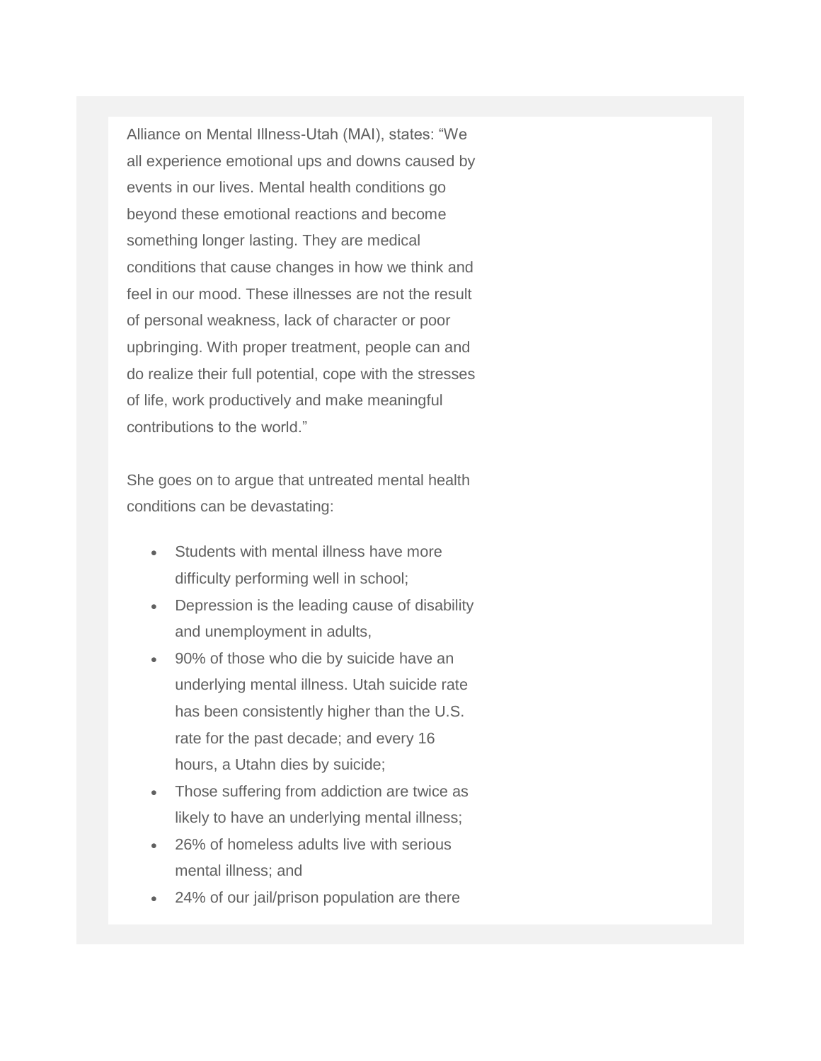Alliance on Mental Illness-Utah (MAI), states: "We all experience emotional ups and downs caused by events in our lives. Mental health conditions go beyond these emotional reactions and become something longer lasting. They are medical conditions that cause changes in how we think and feel in our mood. These illnesses are not the result of personal weakness, lack of character or poor upbringing. With proper treatment, people can and do realize their full potential, cope with the stresses of life, work productively and make meaningful contributions to the world."

She goes on to argue that untreated mental health conditions can be devastating:

- Students with mental illness have more difficulty performing well in school;
- Depression is the leading cause of disability and unemployment in adults,
- 90% of those who die by suicide have an underlying mental illness. Utah suicide rate has been consistently higher than the U.S. rate for the past decade; and every 16 hours, a Utahn dies by suicide;
- Those suffering from addiction are twice as likely to have an underlying mental illness;
- 26% of homeless adults live with serious mental illness; and
- 24% of our jail/prison population are there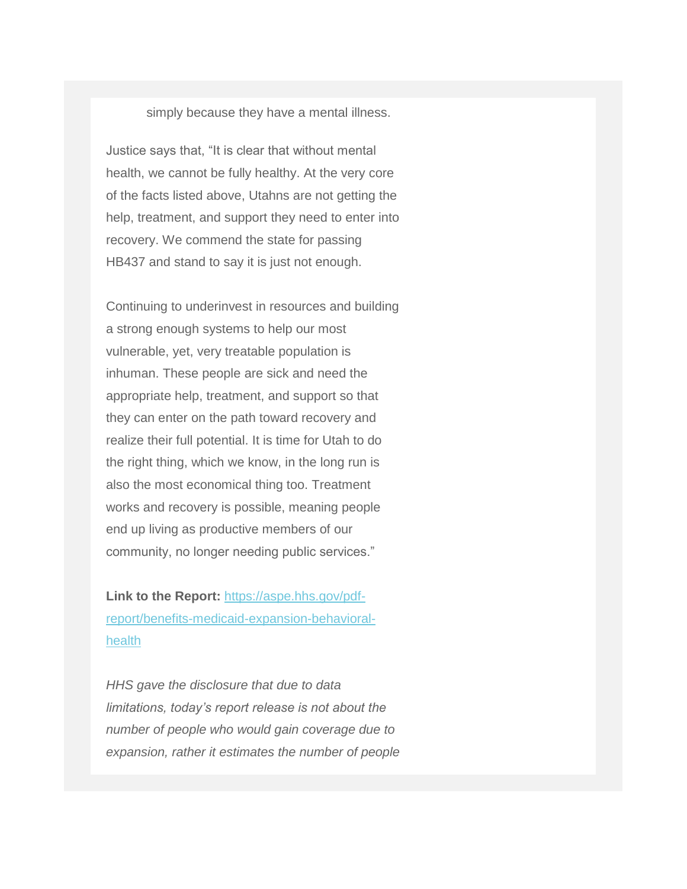simply because they have a mental illness.

Justice says that, “It is clear that without mental health, we cannot be fully healthy. At the very core of the facts listed above, Utahns are not getting the help, treatment, and support they need to enter into recovery. We commend the state for passing HB437 and stand to say it is just not enough.

Continuing to underinvest in resources and building a strong enough systems to help our most vulnerable, yet, very treatable population is inhuman. These people are sick and need the appropriate help, treatment, and support so that they can enter on the path toward recovery and realize their full potential. It is time for Utah to do the right thing, which we know, in the long run is also the most economical thing too. Treatment works and recovery is possible, meaning people end up living as productive members of our community, no longer needing public services.”

**Link to the Report:** [https://aspe.hhs.gov/pdf-report/benefits-medicaid-expansion-behavioral-health](https://aspe.hhs.gov/pdf-report/benefits-medicaid-expansion-behavioral-health)

*HHS gave the disclosure that due to data limitations, today’s report release is not about the number of people who would gain coverage due to expansion, rather it estimates the number of people*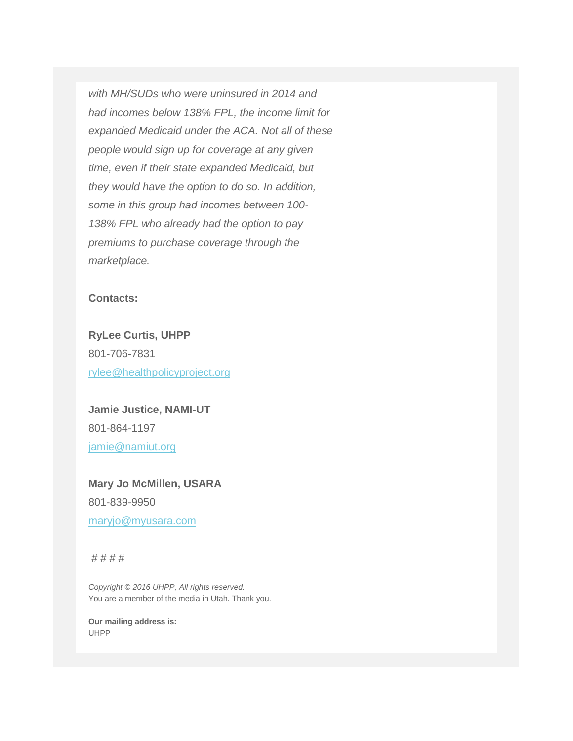*with MH/SUDs who were uninsured in 2014 and had incomes below 138% FPL, the income limit for expanded Medicaid under the ACA. Not all of these people would sign up for coverage at any given time, even if their state expanded Medicaid, but they would have the option to do so. In addition, some in this group had incomes between 100-138% FPL who already had the option to pay premiums to purchase coverage through the marketplace.*

**Contacts:**

**RyLee Curtis, UHPP**
801-706-7831
rylee@healthpolicyproject.org

**Jamie Justice, NAMI-UT**
801-864-1197
jamie@namiut.org

**Mary Jo McMillen, USARA**
801-839-9950
maryjo@myusara.com

# # # #

*Copyright © 2016 UHPP, All rights reserved.*
You are a member of the media in Utah. Thank you.

**Our mailing address is:**
UHPP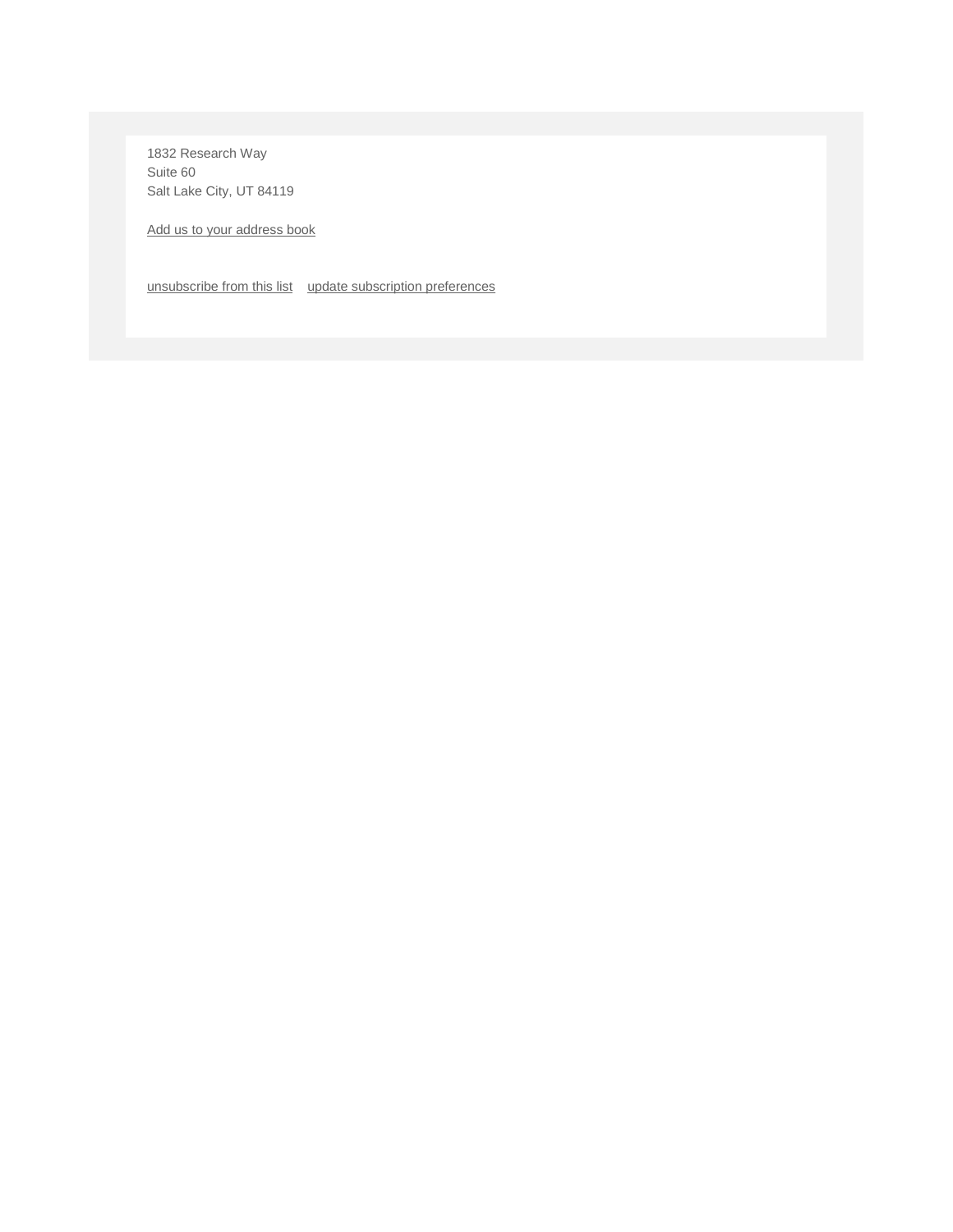1832 Research Way
Suite 60
Salt Lake City, UT 84119

Add us to your address book

unsubscribe from this list    update subscription preferences